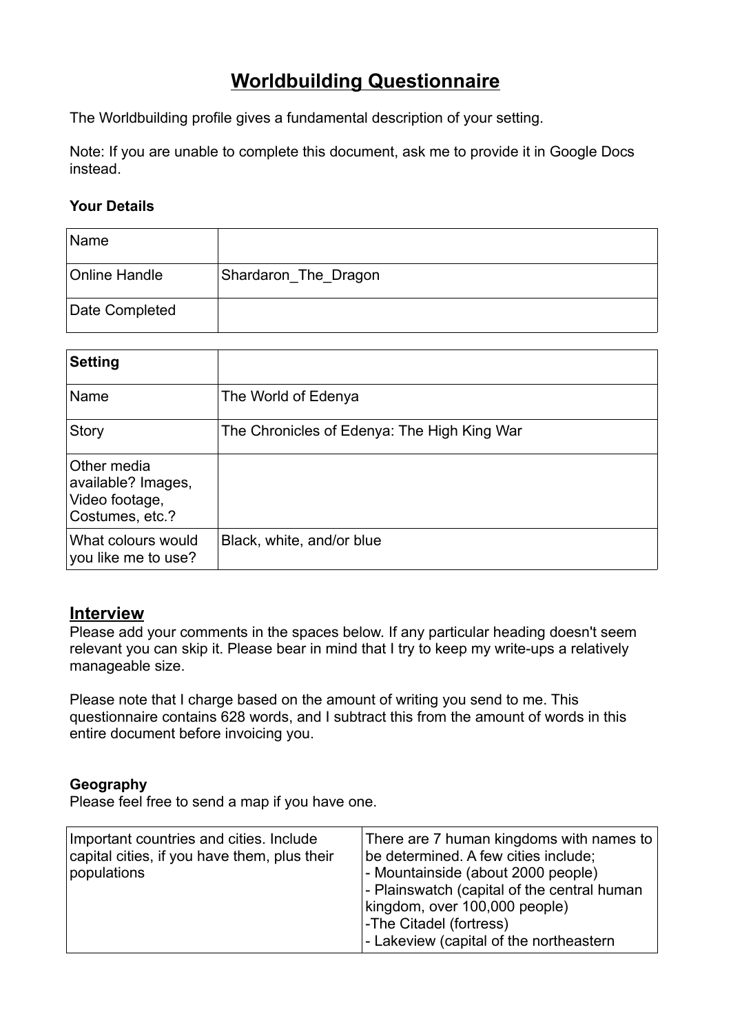# Worldbuilding Questionnaire

The Worldbuilding profile gives a fundamental description of your setting.

Note: If you are unable to complete this document, ask me to provide it in Google Docs instead.

**Your Details**

| Name | |
|---|---|
| Online Handle | Shardaron_The_Dragon |
| Date Completed | |

| **Setting** | |
|---|---|
| Name | The World of Edenya |
| Story | The Chronicles of Edenya: The High King War |
| Other media available? Images, Video footage, Costumes, etc.? | |
| What colours would you like me to use? | Black, white, and/or blue |

## Interview

Please add your comments in the spaces below. If any particular heading doesn't seem relevant you can skip it. Please bear in mind that I try to keep my write-ups a relatively manageable size.

Please note that I charge based on the amount of writing you send to me. This questionnaire contains 628 words, and I subtract this from the amount of words in this entire document before invoicing you.

**Geography**

Please feel free to send a map if you have one.

| Important countries and cities. Include capital cities, if you have them, plus their populations | There are 7 human kingdoms with names to be determined. A few cities include;<br>- Mountainside (about 2000 people)<br>- Plainswatch (capital of the central human kingdom, over 100,000 people)<br>-The Citadel (fortress)<br>- Lakeview (capital of the northeastern |
|---|---|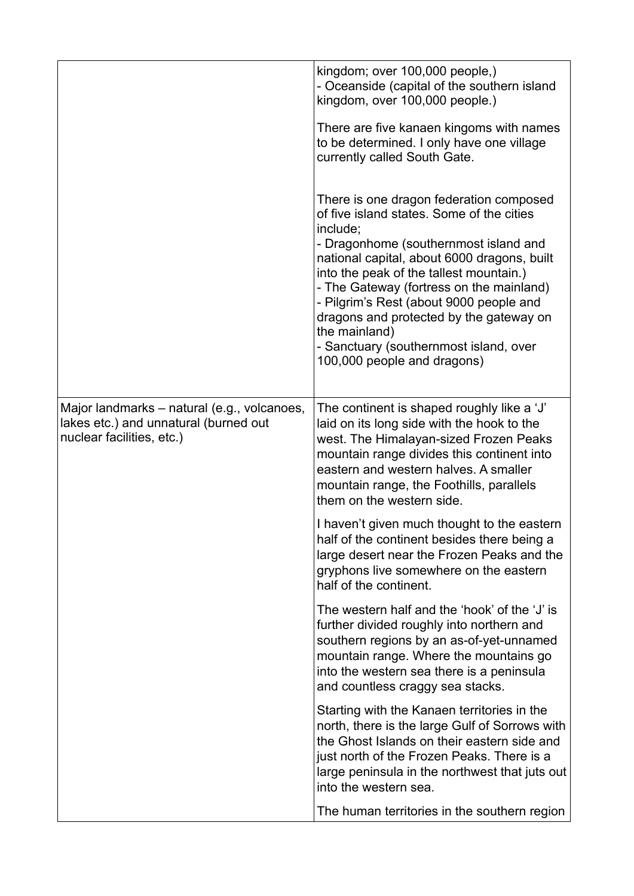| | |
|---|---|
| | kingdom; over 100,000 people,)<br>- Oceanside (capital of the southern island kingdom, over 100,000 people.)<br><br>There are five kanaen kingoms with names to be determined. I only have one village currently called South Gate.<br><br>There is one dragon federation composed of five island states. Some of the cities include;<br>- Dragonhome (southernmost island and national capital, about 6000 dragons, built into the peak of the tallest mountain.)<br>- The Gateway (fortress on the mainland)<br>- Pilgrim's Rest (about 9000 people and dragons and protected by the gateway on the mainland)<br>- Sanctuary (southernmost island, over 100,000 people and dragons) |
| Major landmarks – natural (e.g., volcanoes, lakes etc.) and unnatural (burned out nuclear facilities, etc.) | The continent is shaped roughly like a 'J' laid on its long side with the hook to the west. The Himalayan-sized Frozen Peaks mountain range divides this continent into eastern and western halves. A smaller mountain range, the Foothills, parallels them on the western side.<br><br>I haven't given much thought to the eastern half of the continent besides there being a large desert near the Frozen Peaks and the gryphons live somewhere on the eastern half of the continent.<br><br>The western half and the 'hook' of the 'J' is further divided roughly into northern and southern regions by an as-of-yet-unnamed mountain range. Where the mountains go into the western sea there is a peninsula and countless craggy sea stacks.<br><br>Starting with the Kanaen territories in the north, there is the large Gulf of Sorrows with the Ghost Islands on their eastern side and just north of the Frozen Peaks. There is a large peninsula in the northwest that juts out into the western sea.<br><br>The human territories in the southern region |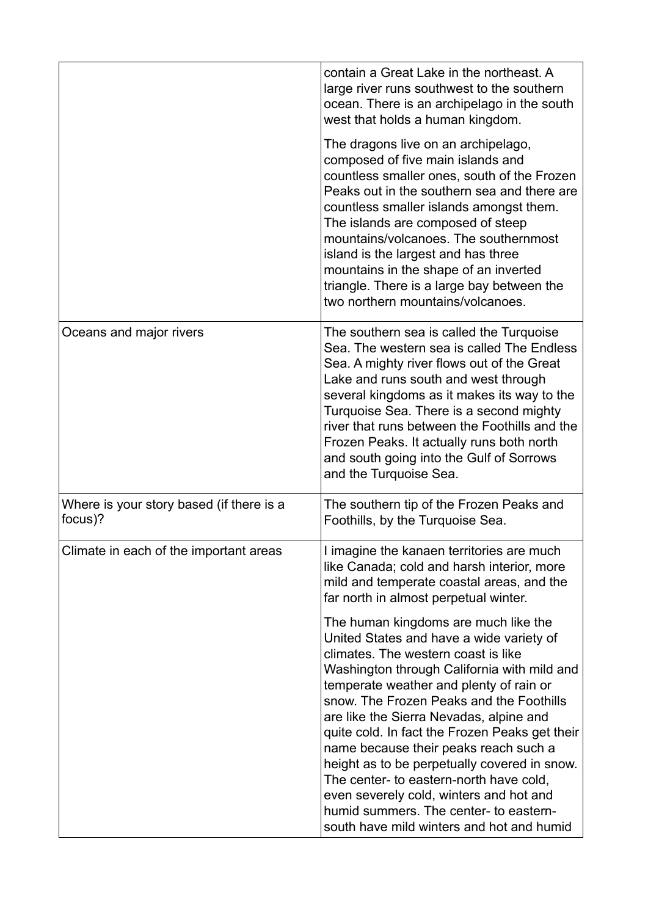| | |
|---|---|
| | contain a Great Lake in the northeast. A large river runs southwest to the southern ocean. There is an archipelago in the south west that holds a human kingdom.<br><br>The dragons live on an archipelago, composed of five main islands and countless smaller ones, south of the Frozen Peaks out in the southern sea and there are countless smaller islands amongst them. The islands are composed of steep mountains/volcanoes. The southernmost island is the largest and has three mountains in the shape of an inverted triangle. There is a large bay between the two northern mountains/volcanoes. |
| Oceans and major rivers | The southern sea is called the Turquoise Sea. The western sea is called The Endless Sea. A mighty river flows out of the Great Lake and runs south and west through several kingdoms as it makes its way to the Turquoise Sea. There is a second mighty river that runs between the Foothills and the Frozen Peaks. It actually runs both north and south going into the Gulf of Sorrows and the Turquoise Sea. |
| Where is your story based (if there is a focus)? | The southern tip of the Frozen Peaks and Foothills, by the Turquoise Sea. |
| Climate in each of the important areas | I imagine the kanaen territories are much like Canada; cold and harsh interior, more mild and temperate coastal areas, and the far north in almost perpetual winter.<br><br>The human kingdoms are much like the United States and have a wide variety of climates. The western coast is like Washington through California with mild and temperate weather and plenty of rain or snow. The Frozen Peaks and the Foothills are like the Sierra Nevadas, alpine and quite cold. In fact the Frozen Peaks get their name because their peaks reach such a height as to be perpetually covered in snow. The center- to eastern-north have cold, even severely cold, winters and hot and humid summers. The center- to eastern-south have mild winters and hot and humid |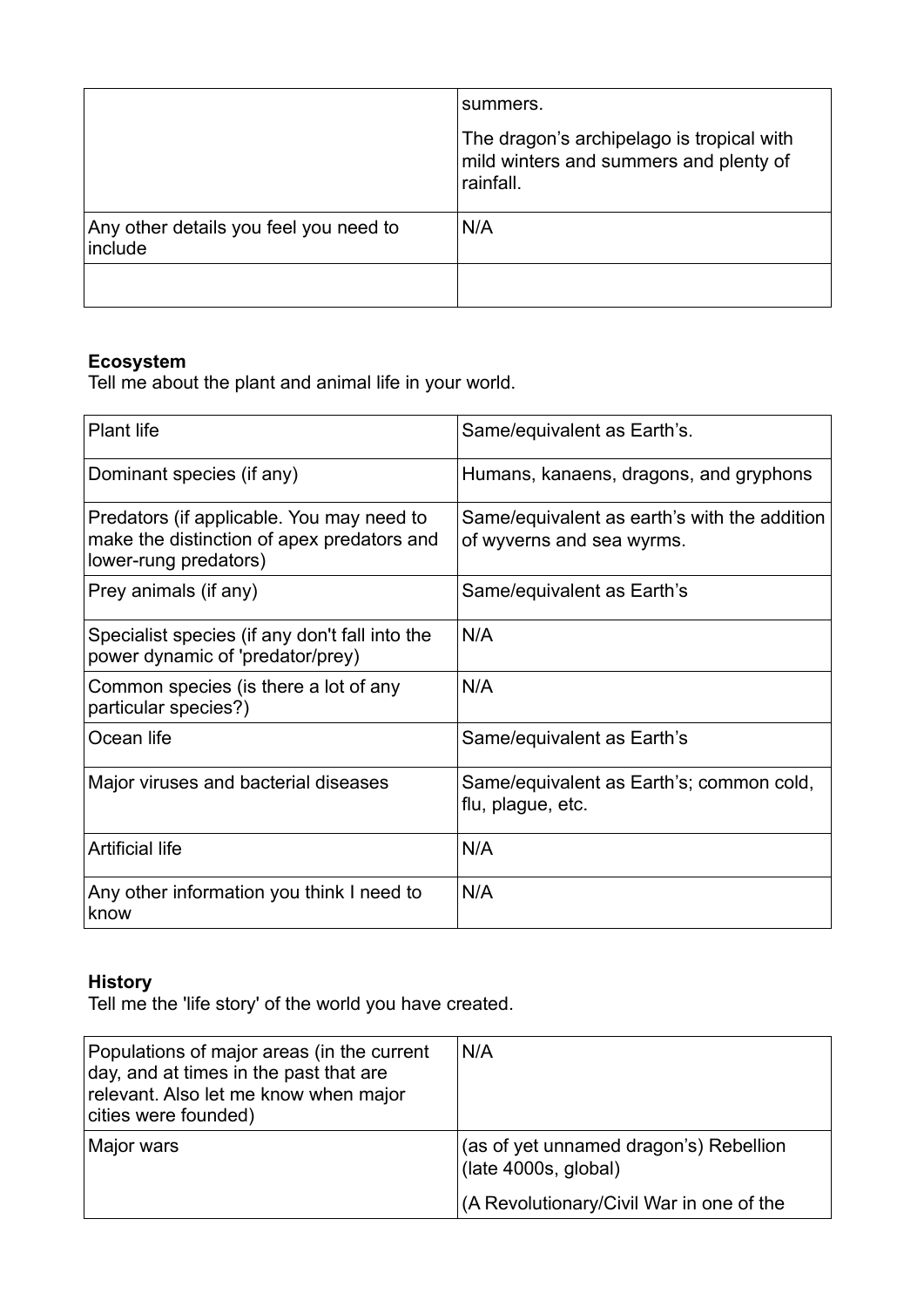| | |
|---|---|
| | summers.<br><br>The dragon's archipelago is tropical with mild winters and summers and plenty of rainfall. |
| Any other details you feel you need to include | N/A |
| | |

**Ecosystem**

Tell me about the plant and animal life in your world.

| | |
|---|---|
| Plant life | Same/equivalent as Earth's. |
| Dominant species (if any) | Humans, kanaens, dragons, and gryphons |
| Predators (if applicable. You may need to make the distinction of apex predators and lower-rung predators) | Same/equivalent as earth's with the addition of wyverns and sea wyrms. |
| Prey animals (if any) | Same/equivalent as Earth's |
| Specialist species (if any don't fall into the power dynamic of 'predator/prey) | N/A |
| Common species (is there a lot of any particular species?) | N/A |
| Ocean life | Same/equivalent as Earth's |
| Major viruses and bacterial diseases | Same/equivalent as Earth's; common cold, flu, plague, etc. |
| Artificial life | N/A |
| Any other information you think I need to know | N/A |

**History**

Tell me the 'life story' of the world you have created.

| | |
|---|---|
| Populations of major areas (in the current day, and at times in the past that are relevant. Also let me know when major cities were founded) | N/A |
| Major wars | (as of yet unnamed dragon's) Rebellion (late 4000s, global)<br><br>(A Revolutionary/Civil War in one of the |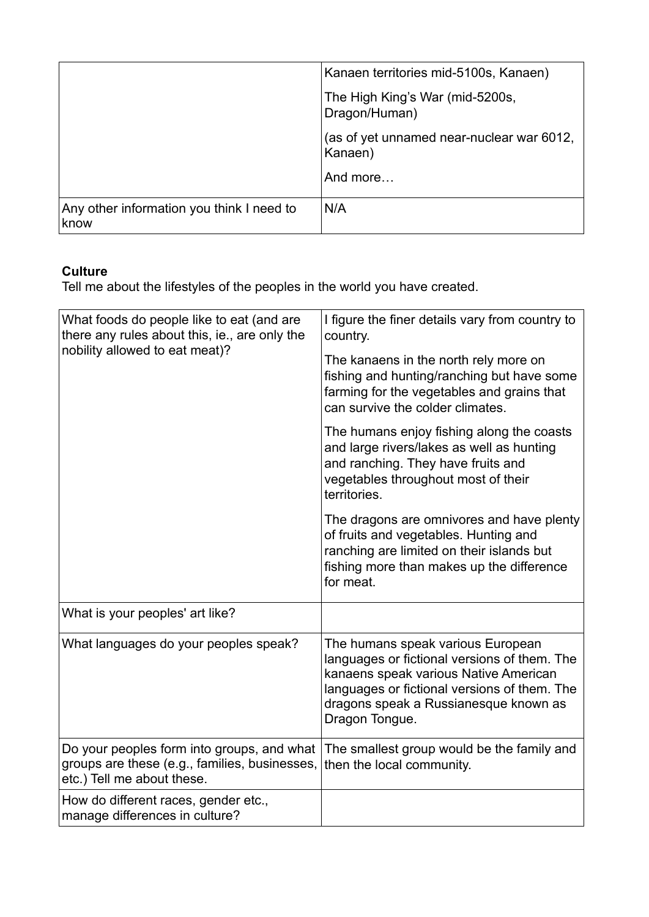| | |
|---|---|
| | Kanaen territories mid-5100s, Kanaen)<br><br>The High King's War (mid-5200s, Dragon/Human)<br><br>(as of yet unnamed near-nuclear war 6012, Kanaen)<br><br>And more… |
| Any other information you think I need to know | N/A |

**Culture**

Tell me about the lifestyles of the peoples in the world you have created.

| | |
|---|---|
| What foods do people like to eat (and are there any rules about this, ie., are only the nobility allowed to eat meat)? | I figure the finer details vary from country to country.<br><br>The kanaens in the north rely more on fishing and hunting/ranching but have some farming for the vegetables and grains that can survive the colder climates.<br><br>The humans enjoy fishing along the coasts and large rivers/lakes as well as hunting and ranching. They have fruits and vegetables throughout most of their territories.<br><br>The dragons are omnivores and have plenty of fruits and vegetables. Hunting and ranching are limited on their islands but fishing more than makes up the difference for meat. |
| What is your peoples' art like? | |
| What languages do your peoples speak? | The humans speak various European languages or fictional versions of them. The kanaens speak various Native American languages or fictional versions of them. The dragons speak a Russianesque known as Dragon Tongue. |
| Do your peoples form into groups, and what groups are these (e.g., families, businesses, etc.) Tell me about these. | The smallest group would be the family and then the local community. |
| How do different races, gender etc., manage differences in culture? | |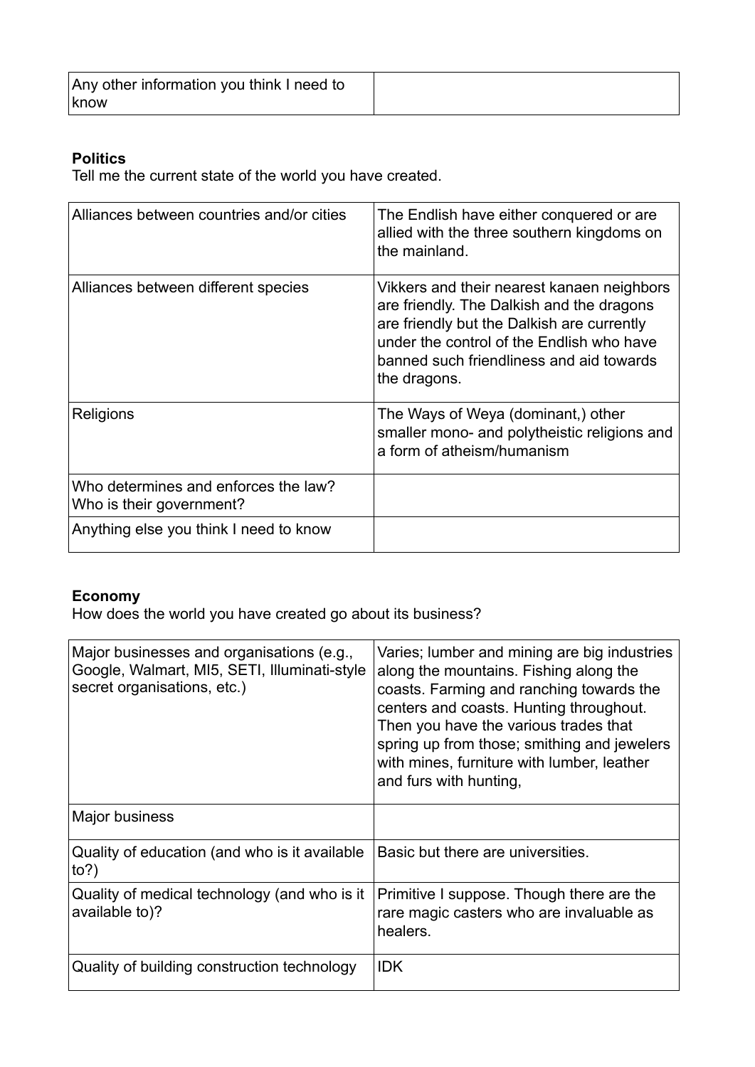| Any other information you think I need to know | |
|---|---|

**Politics**
Tell me the current state of the world you have created.

| Alliances between countries and/or cities | The Endlish have either conquered or are allied with the three southern kingdoms on the mainland. |
|---|---|
| Alliances between different species | Vikkers and their nearest kanaen neighbors are friendly. The Dalkish and the dragons are friendly but the Dalkish are currently under the control of the Endlish who have banned such friendliness and aid towards the dragons. |
| Religions | The Ways of Weya (dominant,) other smaller mono- and polytheistic religions and a form of atheism/humanism |
| Who determines and enforces the law? Who is their government? | |
| Anything else you think I need to know | |

**Economy**
How does the world you have created go about its business?

| Major businesses and organisations (e.g., Google, Walmart, MI5, SETI, Illuminati-style secret organisations, etc.) | Varies; lumber and mining are big industries along the mountains. Fishing along the coasts. Farming and ranching towards the centers and coasts. Hunting throughout. Then you have the various trades that spring up from those; smithing and jewelers with mines, furniture with lumber, leather and furs with hunting, |
|---|---|
| Major business | |
| Quality of education (and who is it available to?) | Basic but there are universities. |
| Quality of medical technology (and who is it available to)? | Primitive I suppose. Though there are the rare magic casters who are invaluable as healers. |
| Quality of building construction technology | IDK |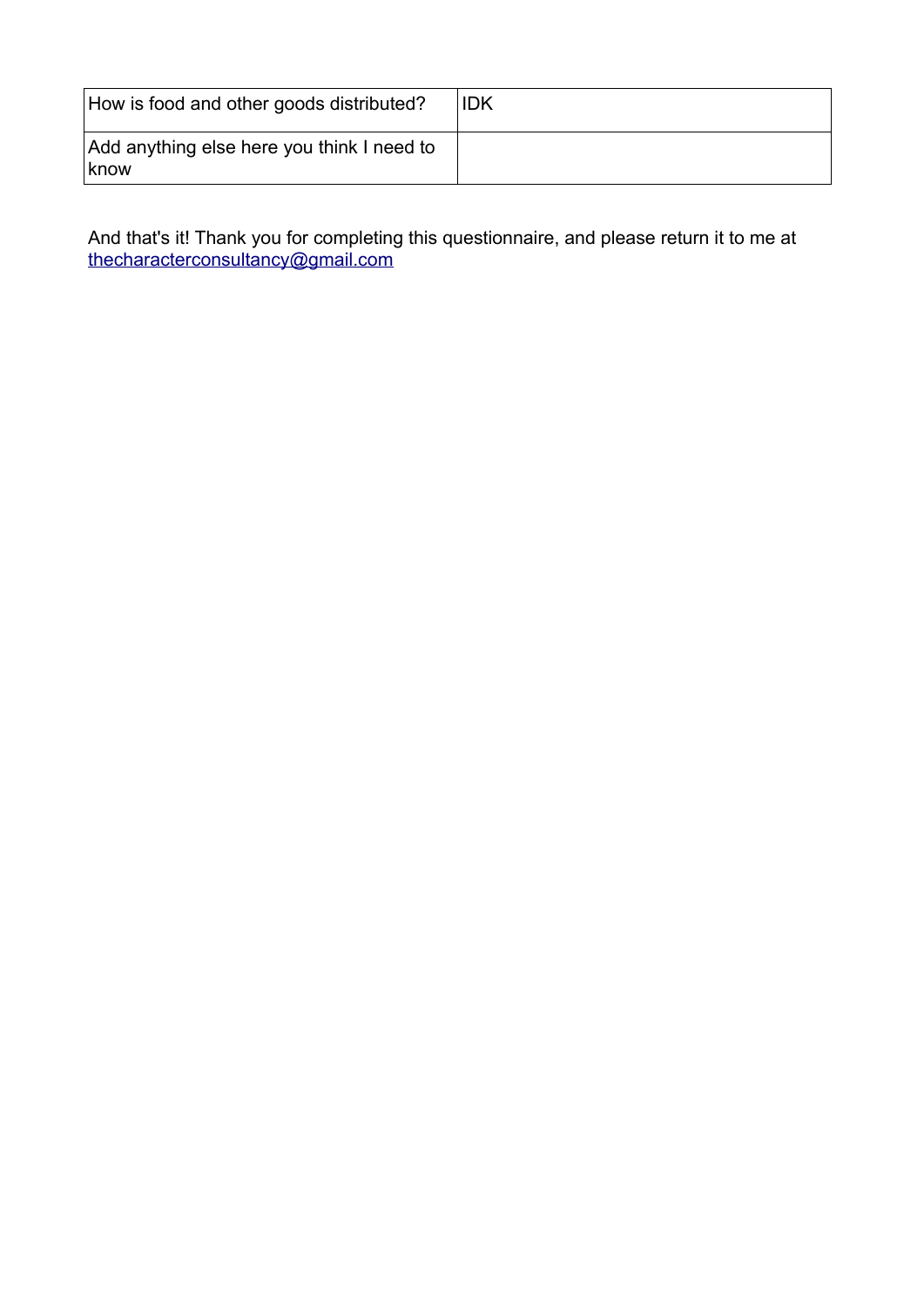| | |
|---|---|
| How is food and other goods distributed? | IDK |
| Add anything else here you think I need to know | |

And that's it! Thank you for completing this questionnaire, and please return it to me at thecharacterconsultancy@gmail.com